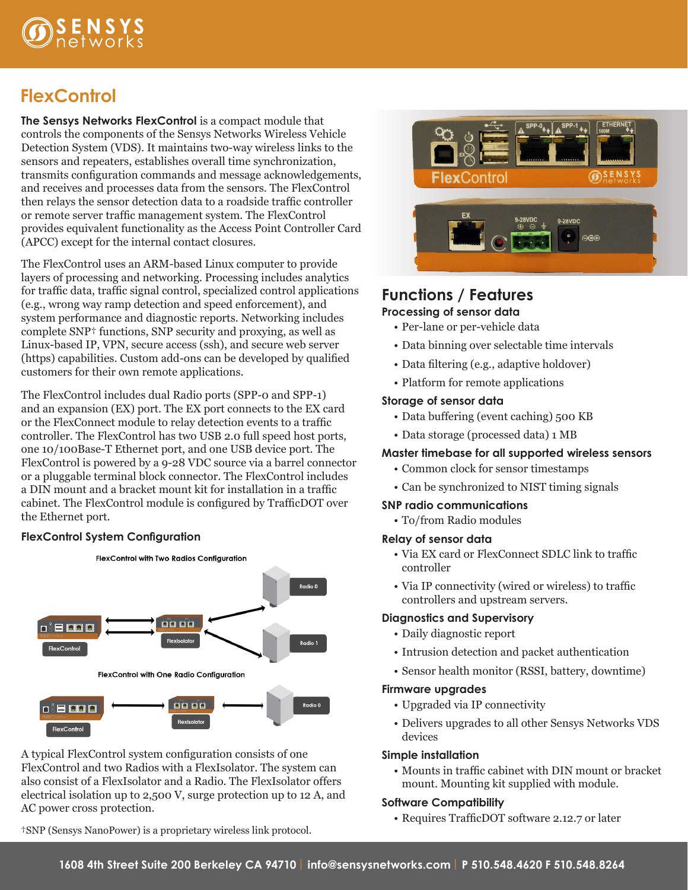# FlexControl

**The Sensys Networks FlexControl** is a compact module that controls the components of the Sensys Networks Wireless Vehicle Detection System (VDS). It maintains two-way wireless links to the sensors and repeaters, establishes overall time synchronization, transmits configuration commands and message acknowledgements, and receives and processes data from the sensors. The FlexControl then relays the sensor detection data to a roadside traffic controller or remote server traffic management system. The FlexControl provides equivalent functionality as the Access Point Controller Card (APCC) except for the internal contact closures.

The FlexControl uses an ARM-based Linux computer to provide layers of processing and networking. Processing includes analytics for traffic data, traffic signal control, specialized control applications (e.g., wrong way ramp detection and speed enforcement), and system performance and diagnostic reports. Networking includes complete SNP† functions, SNP security and proxying, as well as Linux-based IP, VPN, secure access (ssh), and secure web server (https) capabilities. Custom add-ons can be developed by qualified customers for their own remote applications.

The FlexControl includes dual Radio ports (SPP-0 and SPP-1) and an expansion (EX) port. The EX port connects to the EX card or the FlexConnect module to relay detection events to a traffic controller. The FlexControl has two USB 2.0 full speed host ports, one 10/100Base-T Ethernet port, and one USB device port. The FlexControl is powered by a 9-28 VDC source via a barrel connector or a pluggable terminal block connector. The FlexControl includes a DIN mount and a bracket mount kit for installation in a traffic cabinet. The FlexControl module is configured by TrafficDOT over the Ethernet port.

### FlexControl System Configuration

FlexControl with Two Radios Configuration

FlexControl with One Radio Configuration

A typical FlexControl system configuration consists of one FlexControl and two Radios with a FlexIsolator. The system can also consist of a FlexIsolator and a Radio. The FlexIsolator offers electrical isolation up to 2,500 V, surge protection up to 12 A, and AC power cross protection.

†SNP (Sensys NanoPower) is a proprietary wireless link protocol.

## Functions / Features

### Processing of sensor data

- Per-lane or per-vehicle data
- Data binning over selectable time intervals
- Data filtering (e.g., adaptive holdover)
- Platform for remote applications

### Storage of sensor data

- Data buffering (event caching) 500 KB
- Data storage (processed data) 1 MB

### Master timebase for all supported wireless sensors

- Common clock for sensor timestamps
- Can be synchronized to NIST timing signals

### SNP radio communications

- To/from Radio modules

### Relay of sensor data

- Via EX card or FlexConnect SDLC link to traffic controller
- Via IP connectivity (wired or wireless) to traffic controllers and upstream servers.

### Diagnostics and Supervisory

- Daily diagnostic report
- Intrusion detection and packet authentication
- Sensor health monitor (RSSI, battery, downtime)

### Firmware upgrades

- Upgraded via IP connectivity
- Delivers upgrades to all other Sensys Networks VDS devices

### Simple installation

- Mounts in traffic cabinet with DIN mount or bracket mount. Mounting kit supplied with module.

### Software Compatibility

- Requires TrafficDOT software 2.12.7 or later

1608 4th Street Suite 200 Berkeley CA 94710 | info@sensysnetworks.com | P 510.548.4620 F 510.548.8264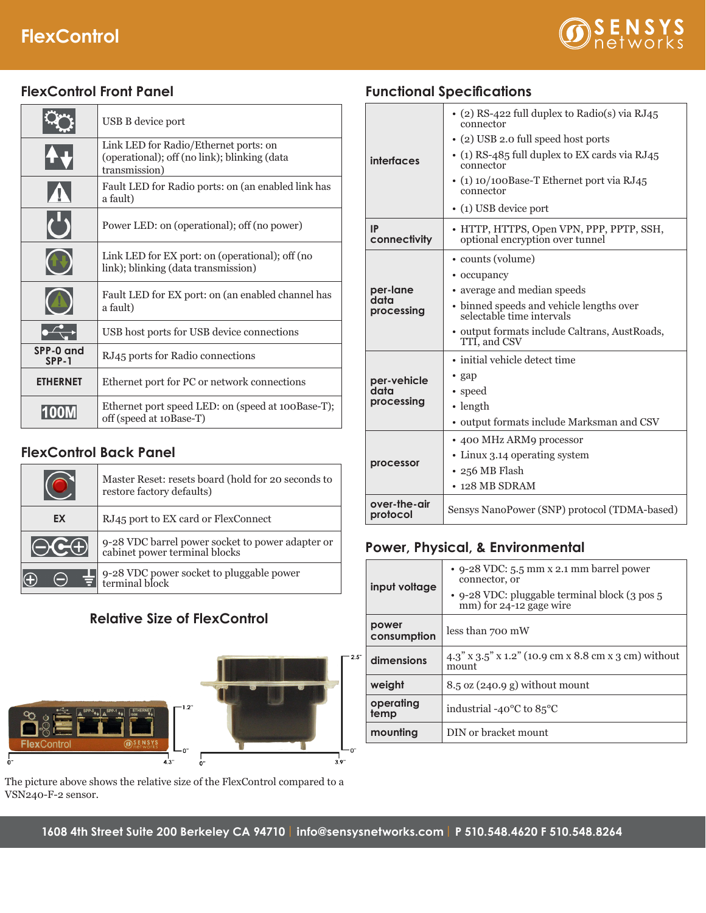# FlexControl

## FlexControl Front Panel

| | |
|---|---|
| | USB B device port |
| | Link LED for Radio/Ethernet ports: on (operational); off (no link); blinking (data transmission) |
| | Fault LED for Radio ports: on (an enabled link has a fault) |
| | Power LED: on (operational); off (no power) |
| | Link LED for EX port: on (operational); off (no link); blinking (data transmission) |
| | Fault LED for EX port: on (an enabled channel has a fault) |
| | USB host ports for USB device connections |
| SPP-0 and SPP-1 | RJ45 ports for Radio connections |
| ETHERNET | Ethernet port for PC or network connections |
| 100M | Ethernet port speed LED: on (speed at 100Base-T); off (speed at 10Base-T) |

## FlexControl Back Panel

| | |
|---|---|
| | Master Reset: resets board (hold for 20 seconds to restore factory defaults) |
| EX | RJ45 port to EX card or FlexConnect |
| | 9-28 VDC barrel power socket to power adapter or cabinet power terminal blocks |
| | 9-28 VDC power socket to pluggable power terminal block |

## Relative Size of FlexControl

The picture above shows the relative size of the FlexControl compared to a VSN240-F-2 sensor.

## Functional Specifications

| | |
|---|---|
| interfaces | • (2) RS-422 full duplex to Radio(s) via RJ45 connector<br>• (2) USB 2.0 full speed host ports<br>• (1) RS-485 full duplex to EX cards via RJ45 connector<br>• (1) 10/100Base-T Ethernet port via RJ45 connector<br>• (1) USB device port |
| IP connectivity | • HTTP, HTTPS, Open VPN, PPP, PPTP, SSH, optional encryption over tunnel |
| per-lane data processing | • counts (volume)<br>• occupancy<br>• average and median speeds<br>• binned speeds and vehicle lengths over selectable time intervals<br>• output formats include Caltrans, AustRoads, TTI, and CSV |
| per-vehicle data processing | • initial vehicle detect time<br>• gap<br>• speed<br>• length<br>• output formats include Marksman and CSV |
| processor | • 400 MHz ARM9 processor<br>• Linux 3.14 operating system<br>• 256 MB Flash<br>• 128 MB SDRAM |
| over-the-air protocol | Sensys NanoPower (SNP) protocol (TDMA-based) |

## Power, Physical, & Environmental

| | |
|---|---|
| input voltage | • 9-28 VDC: 5.5 mm x 2.1 mm barrel power connector, or<br>• 9-28 VDC: pluggable terminal block (3 pos 5 mm) for 24-12 gage wire |
| power consumption | less than 700 mW |
| dimensions | 4.3" x 3.5" x 1.2" (10.9 cm x 8.8 cm x 3 cm) without mount |
| weight | 8.5 oz (240.9 g) without mount |
| operating temp | industrial -40°C to 85°C |
| mounting | DIN or bracket mount |

1608 4th Street Suite 200 Berkeley CA 94710 | info@sensysnetworks.com | P 510.548.4620 F 510.548.8264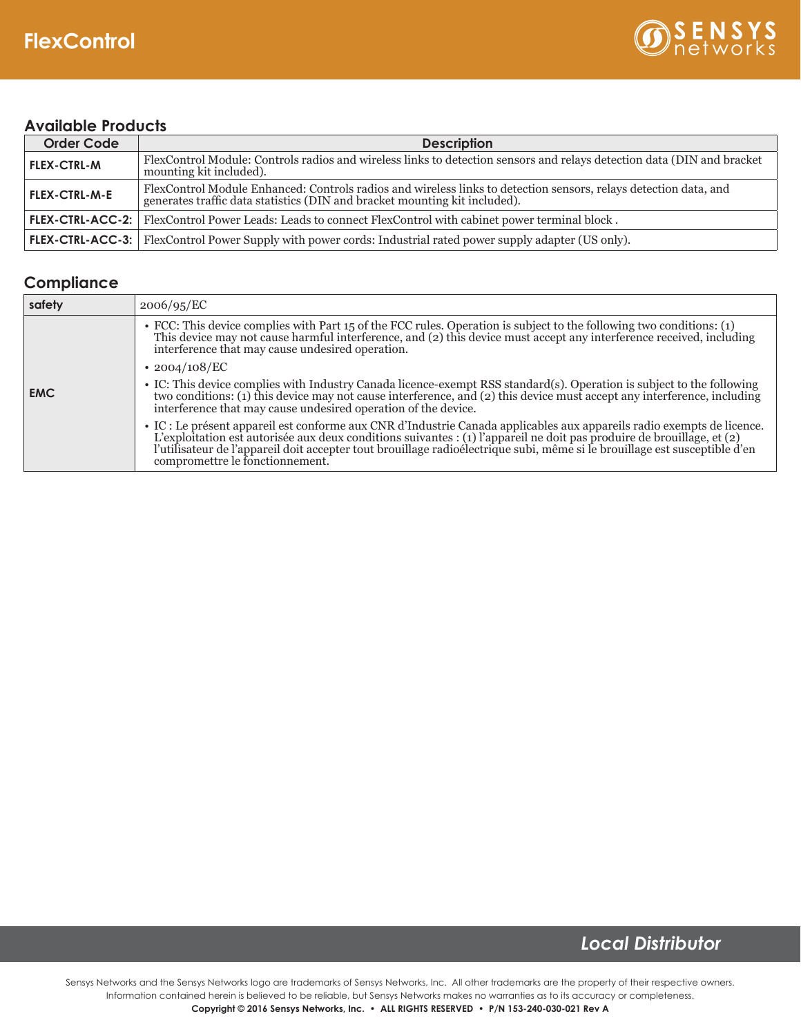## Available Products

| Order Code | Description |
| --- | --- |
| **FLEX-CTRL-M** | FlexControl Module: Controls radios and wireless links to detection sensors and relays detection data (DIN and bracket mounting kit included). |
| **FLEX-CTRL-M-E** | FlexControl Module Enhanced: Controls radios and wireless links to detection sensors, relays detection data, and generates traffic data statistics (DIN and bracket mounting kit included). |
| **FLEX-CTRL-ACC-2:** | FlexControl Power Leads: Leads to connect FlexControl with cabinet power terminal block . |
| **FLEX-CTRL-ACC-3:** | FlexControl Power Supply with power cords: Industrial rated power supply adapter (US only). |

## Compliance

| | |
| --- | --- |
| **safety** | 2006/95/EC |
| **EMC** | • FCC: This device complies with Part 15 of the FCC rules. Operation is subject to the following two conditions: (1) This device may not cause harmful interference, and (2) this device must accept any interference received, including interference that may cause undesired operation.<br>• 2004/108/EC<br>• IC: This device complies with Industry Canada licence-exempt RSS standard(s). Operation is subject to the following two conditions: (1) this device may not cause interference, and (2) this device must accept any interference, including interference that may cause undesired operation of the device.<br>• IC : Le présent appareil est conforme aux CNR d'Industrie Canada applicables aux appareils radio exempts de licence. L'exploitation est autorisée aux deux conditions suivantes : (1) l'appareil ne doit pas produire de brouillage, et (2) l'utilisateur de l'appareil doit accepter tout brouillage radioélectrique subi, même si le brouillage est susceptible d'en compromettre le fonctionnement. |

***Local Distributor***

Sensys Networks and the Sensys Networks logo are trademarks of Sensys Networks, Inc. All other trademarks are the property of their respective owners. Information contained herein is believed to be reliable, but Sensys Networks makes no warranties as to its accuracy or completeness.

**Copyright © 2016 Sensys Networks, Inc. • ALL RIGHTS RESERVED • P/N 153-240-030-021 Rev A**